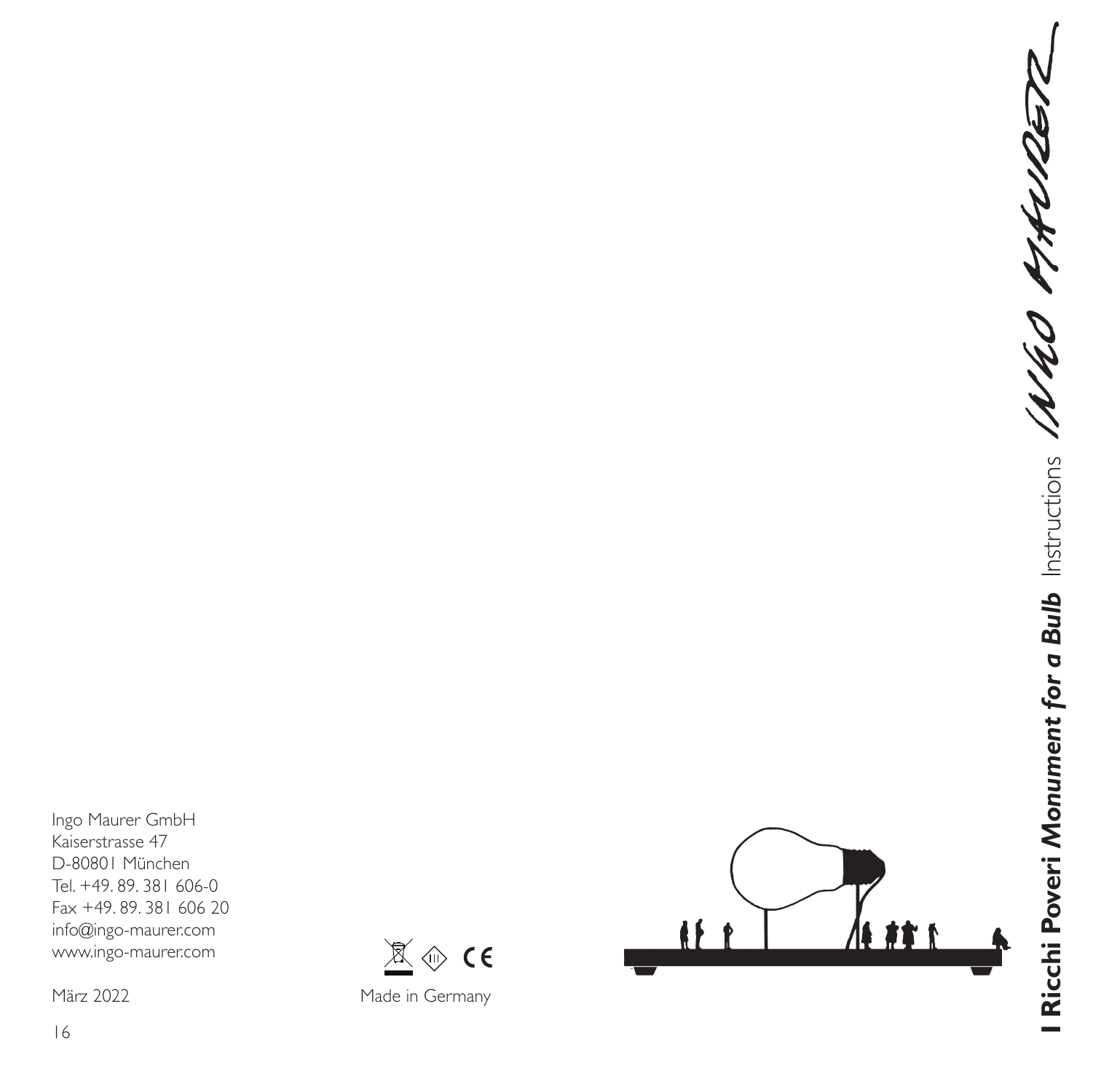# **I Ricchi Poveri *Monument for a Bulb*** Instructions

INGO MAURER

Ingo Maurer GmbH
Kaiserstrasse 47
D-80801 München
Tel. +49. 89. 381 606-0
Fax +49. 89. 381 606 20
info@ingo-maurer.com
www.ingo-maurer.com

März 2022

Made in Germany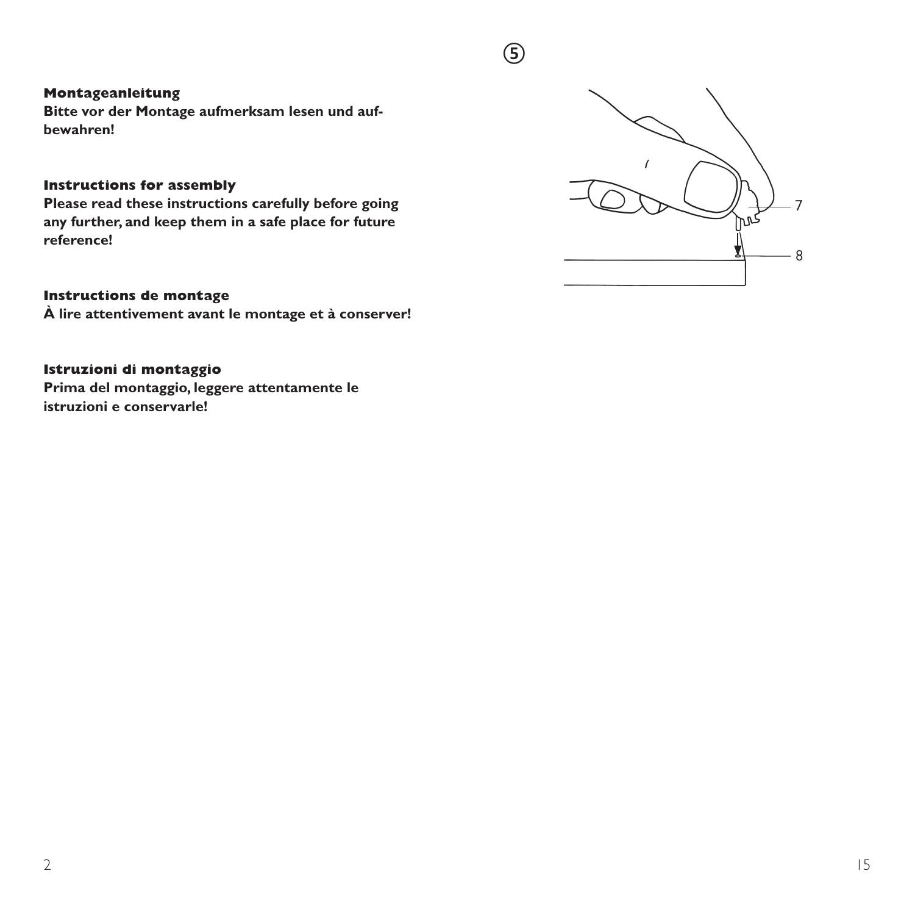## Montageanleitung

**Bitte vor der Montage aufmerksam lesen und aufbewahren!**

## Instructions for assembly

**Please read these instructions carefully before going any further, and keep them in a safe place for future reference!**

## Instructions de montage

**À lire attentivement avant le montage et à conserver!**

## Istruzioni di montaggio

**Prima del montaggio, leggere attentamente le istruzioni e conservarle!**

⑤

7

8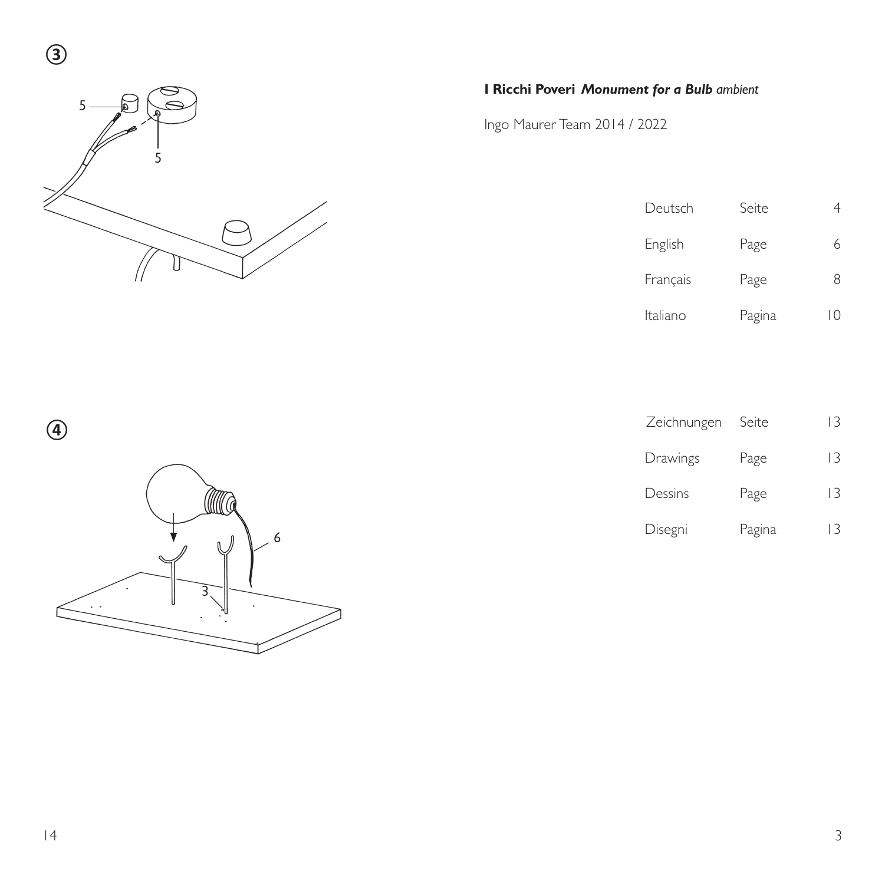**I Ricchi Poveri** ***Monument for a Bulb*** *ambient*

Ingo Maurer Team 2014 / 2022

| | | |
|---|---|---|
| Deutsch | Seite | 4 |
| English | Page | 6 |
| Français | Page | 8 |
| Italiano | Pagina | 10 |

| | | |
|---|---|---|
| Zeichnungen | Seite | 13 |
| Drawings | Page | 13 |
| Dessins | Page | 13 |
| Disegni | Pagina | 13 |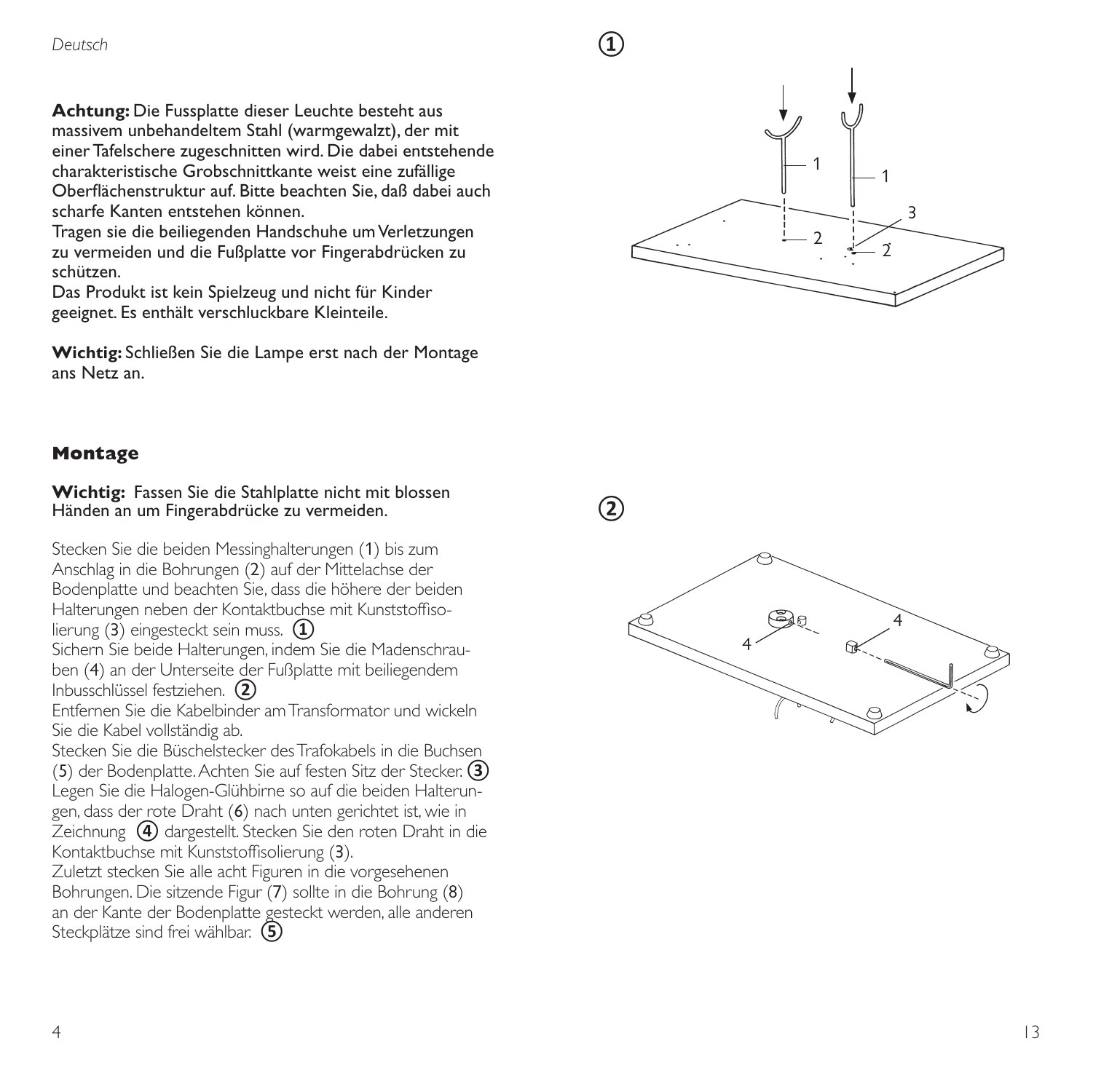**Achtung:** Die Fussplatte dieser Leuchte besteht aus massivem unbehandeltem Stahl (warmgewalzt), der mit einer Tafelschere zugeschnitten wird. Die dabei entstehende charakteristische Grobschnittkante weist eine zufällige Oberflächenstruktur auf. Bitte beachten Sie, daß dabei auch scharfe Kanten entstehen können.
Tragen sie die beiliegenden Handschuhe um Verletzungen zu vermeiden und die Fußplatte vor Fingerabdrücken zu schützen.
Das Produkt ist kein Spielzeug und nicht für Kinder geeignet. Es enthält verschluckbare Kleinteile.

**Wichtig:** Schließen Sie die Lampe erst nach der Montage ans Netz an.

## Montage

**Wichtig:** Fassen Sie die Stahlplatte nicht mit blossen Händen an um Fingerabdrücke zu vermeiden.

Stecken Sie die beiden Messinghalterungen (1) bis zum Anschlag in die Bohrungen (2) auf der Mittelachse der Bodenplatte und beachten Sie, dass die höhere der beiden Halterungen neben der Kontaktbuchse mit Kunststoffisolierung (3) eingesteckt sein muss. ①
Sichern Sie beide Halterungen, indem Sie die Madenschrauben (4) an der Unterseite der Fußplatte mit beiliegendem Inbusschlüssel festziehen. ②
Entfernen Sie die Kabelbinder am Transformator und wickeln Sie die Kabel vollständig ab.
Stecken Sie die Büschelstecker des Trafokabels in die Buchsen (5) der Bodenplatte. Achten Sie auf festen Sitz der Stecker. ③
Legen Sie die Halogen-Glühbirne so auf die beiden Halterungen, dass der rote Draht (6) nach unten gerichtet ist, wie in Zeichnung ④ dargestellt. Stecken Sie den roten Draht in die Kontaktbuchse mit Kunststoffisolierung (3).
Zuletzt stecken Sie alle acht Figuren in die vorgesehenen Bohrungen. Die sitzende Figur (7) sollte in die Bohrung (8) an der Kante der Bodenplatte gesteckt werden, alle anderen Steckplätze sind frei wählbar. ⑤

①

②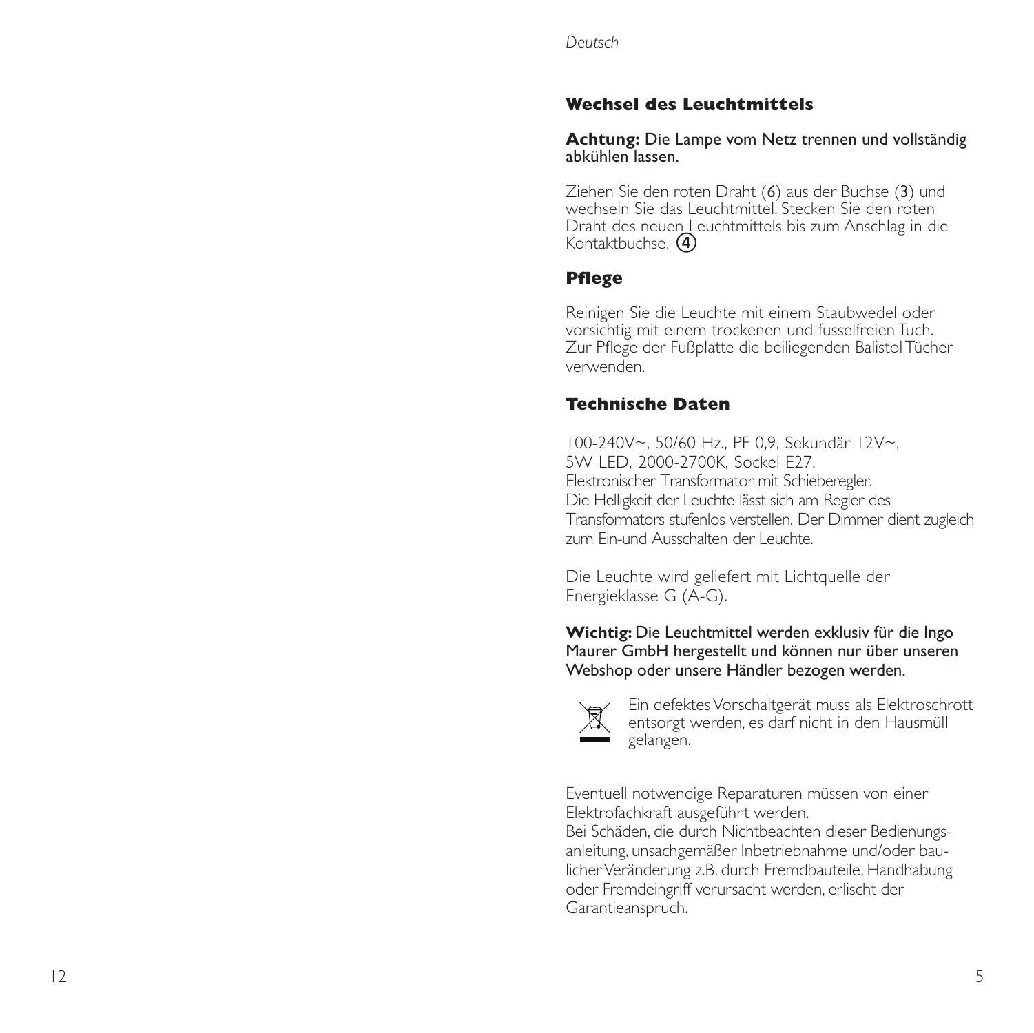## Wechsel des Leuchtmittels

**Achtung:** Die Lampe vom Netz trennen und vollständig abkühlen lassen.

Ziehen Sie den roten Draht (6) aus der Buchse (3) und wechseln Sie das Leuchtmittel. Stecken Sie den roten Draht des neuen Leuchtmittels bis zum Anschlag in die Kontaktbuchse. (4)

## Pflege

Reinigen Sie die Leuchte mit einem Staubwedel oder vorsichtig mit einem trockenen und fusselfreien Tuch. Zur Pflege der Fußplatte die beiliegenden Balistol Tücher verwenden.

## Technische Daten

100-240V~, 50/60 Hz., PF 0,9, Sekundär 12V~,
5W LED, 2000-2700K, Sockel E27.
Elektronischer Transformator mit Schieberegler.
Die Helligkeit der Leuchte lässt sich am Regler des Transformators stufenlos verstellen. Der Dimmer dient zugleich zum Ein-und Ausschalten der Leuchte.

Die Leuchte wird geliefert mit Lichtquelle der Energieklasse G (A-G).

**Wichtig:** Die Leuchtmittel werden exklusiv für die Ingo Maurer GmbH hergestellt und können nur über unseren Webshop oder unsere Händler bezogen werden.

Ein defektes Vorschaltgerät muss als Elektroschrott entsorgt werden, es darf nicht in den Hausmüll gelangen.

Eventuell notwendige Reparaturen müssen von einer Elektrofachkraft ausgeführt werden.
Bei Schäden, die durch Nichtbeachten dieser Bedienungsanleitung, unsachgemäßer Inbetriebnahme und/oder baulicher Veränderung z.B. durch Fremdbauteile, Handhabung oder Fremdeingriff verursacht werden, erlischt der Garantieanspruch.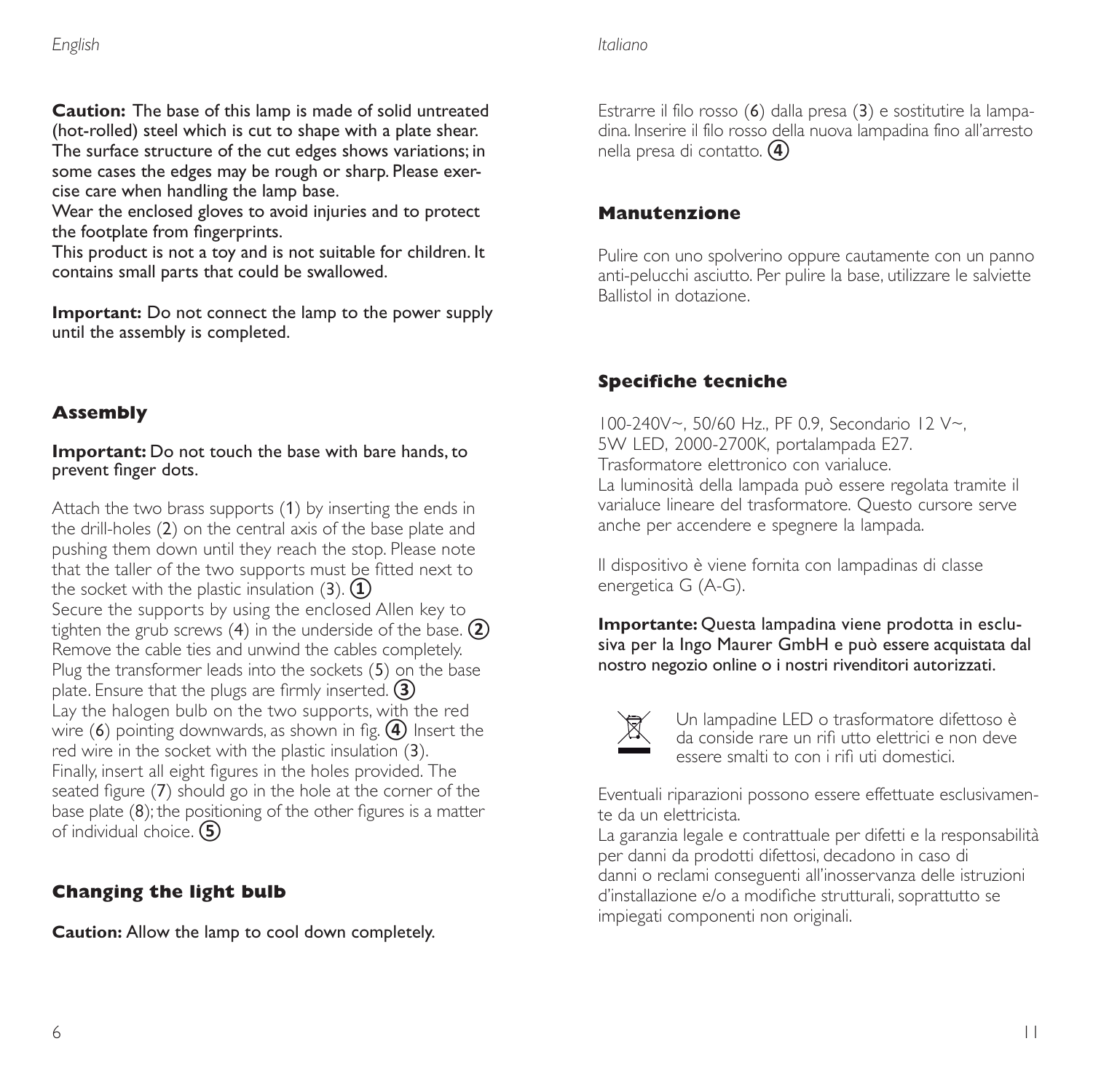**Caution:** The base of this lamp is made of solid untreated (hot-rolled) steel which is cut to shape with a plate shear. The surface structure of the cut edges shows variations; in some cases the edges may be rough or sharp. Please exercise care when handling the lamp base.
Wear the enclosed gloves to avoid injuries and to protect the footplate from fingerprints.
This product is not a toy and is not suitable for children. It contains small parts that could be swallowed.

**Important:** Do not connect the lamp to the power supply until the assembly is completed.

## Assembly

**Important:** Do not touch the base with bare hands, to prevent finger dots.

Attach the two brass supports (1) by inserting the ends in the drill-holes (2) on the central axis of the base plate and pushing them down until they reach the stop. Please note that the taller of the two supports must be fitted next to the socket with the plastic insulation (3). ①
Secure the supports by using the enclosed Allen key to tighten the grub screws (4) in the underside of the base. ②
Remove the cable ties and unwind the cables completely. Plug the transformer leads into the sockets (5) on the base plate. Ensure that the plugs are firmly inserted. ③
Lay the halogen bulb on the two supports, with the red wire (6) pointing downwards, as shown in fig. ④ Insert the red wire in the socket with the plastic insulation (3).
Finally, insert all eight figures in the holes provided. The seated figure (7) should go in the hole at the corner of the base plate (8); the positioning of the other figures is a matter of individual choice. ⑤

## Changing the light bulb

**Caution:** Allow the lamp to cool down completely.

Estrarre il filo rosso (6) dalla presa (3) e sostitutire la lampadina. Inserire il filo rosso della nuova lampadina fino all'arresto nella presa di contatto. ④

## Manutenzione

Pulire con uno spolverino oppure cautamente con un panno anti-pelucchi asciutto. Per pulire la base, utilizzare le salviette Ballistol in dotazione.

## Specifiche tecniche

100-240V~, 50/60 Hz., PF 0.9, Secondario 12 V~,
5W LED, 2000-2700K, portalampada E27.
Trasformatore elettronico con varialuce.
La luminosità della lampada può essere regolata tramite il varialuce lineare del trasformatore. Questo cursore serve anche per accendere e spegnere la lampada.

Il dispositivo è viene fornita con lampadinas di classe energetica G (A-G).

**Importante:** Questa lampadina viene prodotta in esclusiva per la Ingo Maurer GmbH e può essere acquistata dal nostro negozio online o i nostri rivenditori autorizzati.

Un lampadine LED o trasformatore difettoso è da conside rare un rifi utto elettrici e non deve essere smalti to con i rifi uti domestici.

Eventuali riparazioni possono essere effettuate esclusivamente da un elettricista.
La garanzia legale e contrattuale per difetti e la responsabilità per danni da prodotti difettosi, decadono in caso di danni o reclami conseguenti all'inosservanza delle istruzioni d'installazione e/o a modifiche strutturali, soprattutto se impiegati componenti non originali.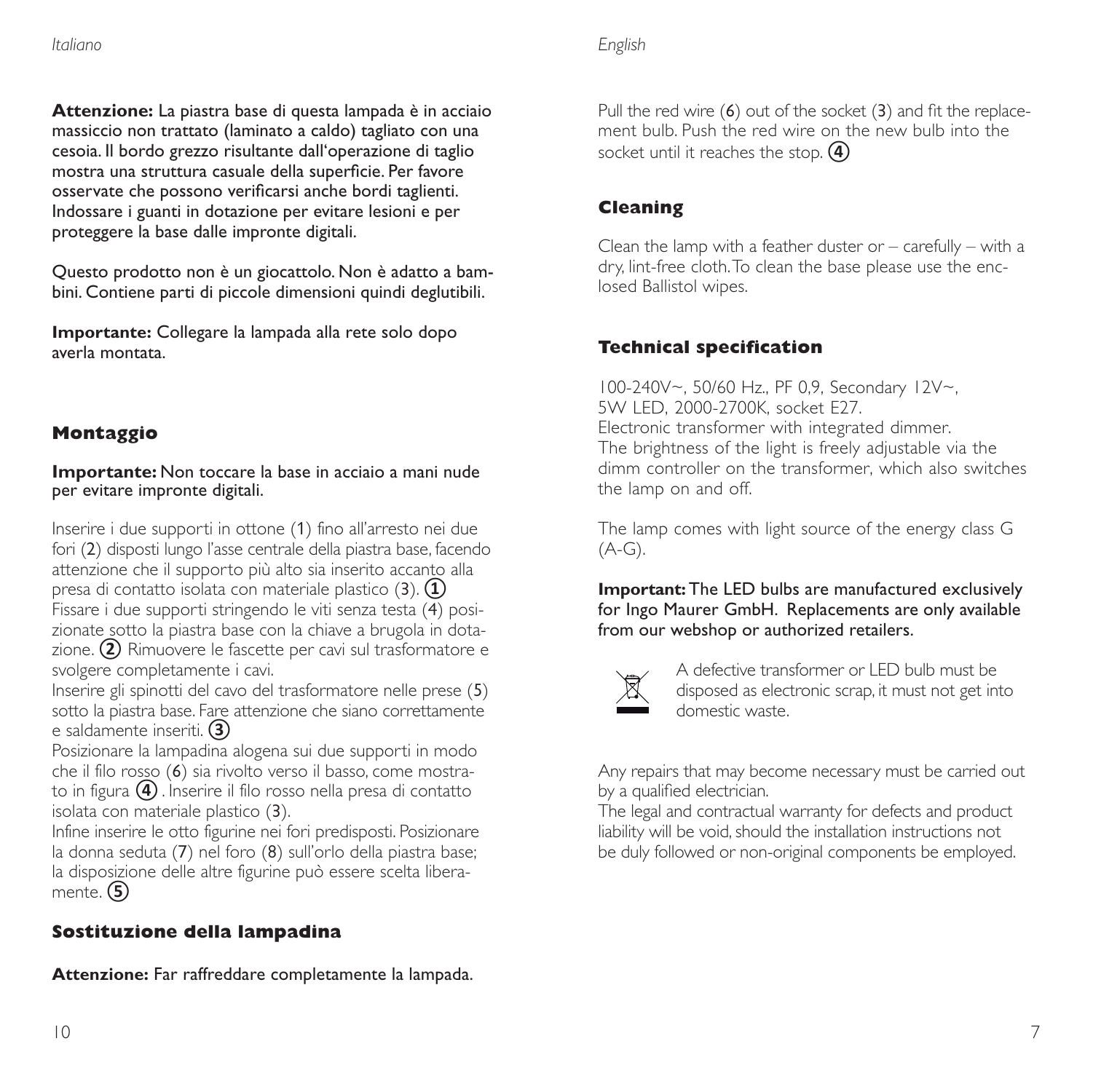**Attenzione:** La piastra base di questa lampada è in acciaio massiccio non trattato (laminato a caldo) tagliato con una cesoia. Il bordo grezzo risultante dall'operazione di taglio mostra una struttura casuale della superficie. Per favore osservate che possono verificarsi anche bordi taglienti. Indossare i guanti in dotazione per evitare lesioni e per proteggere la base dalle impronte digitali.

Questo prodotto non è un giocattolo. Non è adatto a bambini. Contiene parti di piccole dimensioni quindi deglutibili.

**Importante:** Collegare la lampada alla rete solo dopo averla montata.

## Montaggio

**Importante:** Non toccare la base in acciaio a mani nude per evitare impronte digitali.

Inserire i due supporti in ottone (1) fino all'arresto nei due fori (2) disposti lungo l'asse centrale della piastra base, facendo attenzione che il supporto più alto sia inserito accanto alla presa di contatto isolata con materiale plastico (3). ①
Fissare i due supporti stringendo le viti senza testa (4) posizionate sotto la piastra base con la chiave a brugola in dotazione. ② Rimuovere le fascette per cavi sul trasformatore e svolgere completamente i cavi.
Inserire gli spinotti del cavo del trasformatore nelle prese (5) sotto la piastra base. Fare attenzione che siano correttamente e saldamente inseriti. ③
Posizionare la lampadina alogena sui due supporti in modo che il filo rosso (6) sia rivolto verso il basso, come mostrato in figura ④. Inserire il filo rosso nella presa di contatto isolata con materiale plastico (3).
Infine inserire le otto figurine nei fori predisposti. Posizionare la donna seduta (7) nel foro (8) sull'orlo della piastra base; la disposizione delle altre figurine può essere scelta liberamente. ⑤

## Sostituzione della lampadina

**Attenzione:** Far raffreddare completamente la lampada.

Pull the red wire (6) out of the socket (3) and fit the replacement bulb. Push the red wire on the new bulb into the socket until it reaches the stop. ④

## Cleaning

Clean the lamp with a feather duster or – carefully – with a dry, lint-free cloth. To clean the base please use the enclosed Ballistol wipes.

## Technical specification

100-240V~, 50/60 Hz., PF 0,9, Secondary 12V~,
5W LED, 2000-2700K, socket E27.
Electronic transformer with integrated dimmer.
The brightness of the light is freely adjustable via the dimm controller on the transformer, which also switches the lamp on and off.

The lamp comes with light source of the energy class G (A-G).

**Important:** The LED bulbs are manufactured exclusively for Ingo Maurer GmbH. Replacements are only available from our webshop or authorized retailers.

A defective transformer or LED bulb must be disposed as electronic scrap, it must not get into domestic waste.

Any repairs that may become necessary must be carried out by a qualified electrician.
The legal and contractual warranty for defects and product liability will be void, should the installation instructions not be duly followed or non-original components be employed.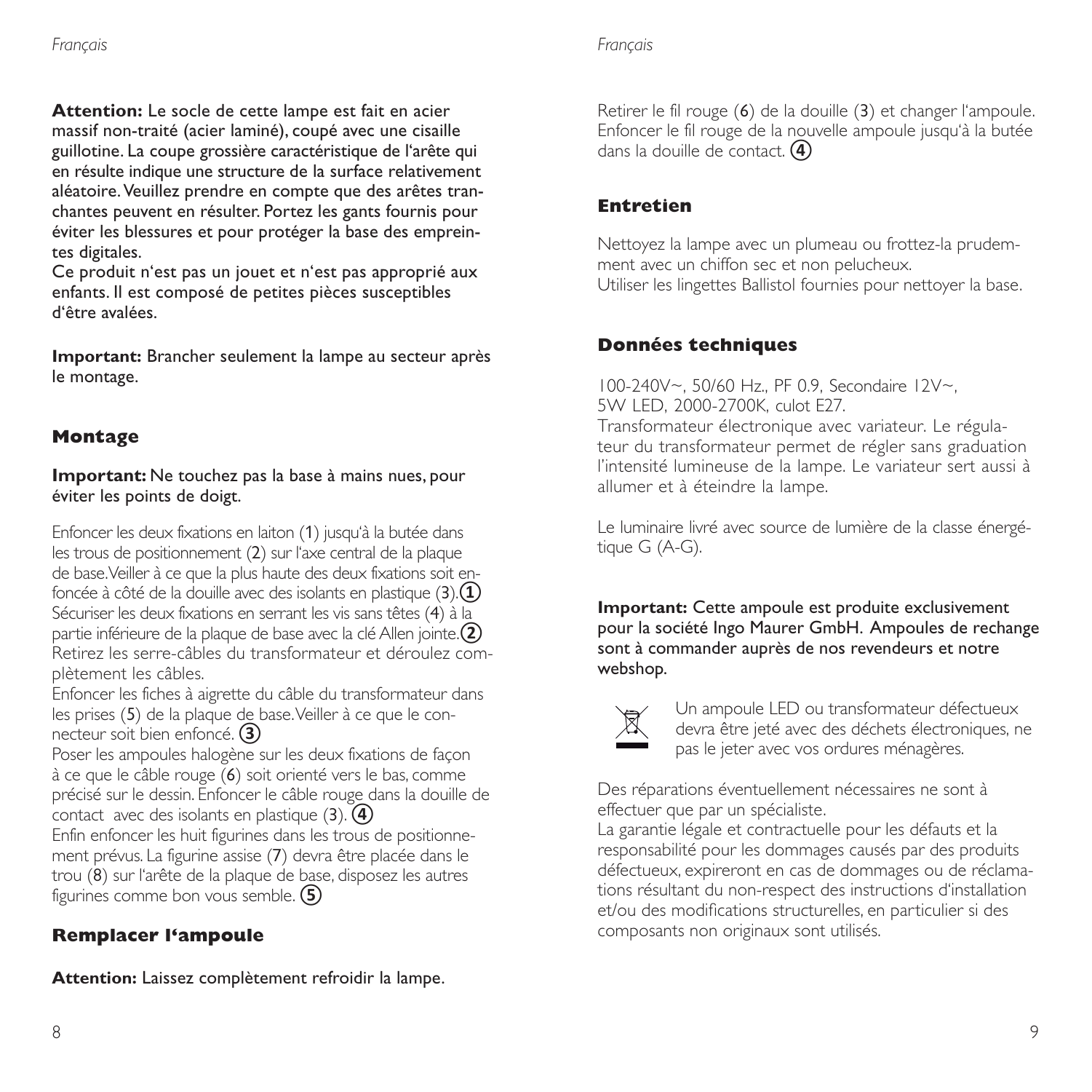**Attention:** Le socle de cette lampe est fait en acier massif non-traité (acier laminé), coupé avec une cisaille guillotine. La coupe grossière caractéristique de l'arête qui en résulte indique une structure de la surface relativement aléatoire. Veuillez prendre en compte que des arêtes tranchantes peuvent en résulter. Portez les gants fournis pour éviter les blessures et pour protéger la base des empreintes digitales.
Ce produit n'est pas un jouet et n'est pas approprié aux enfants. Il est composé de petites pièces susceptibles d'être avalées.

**Important:** Brancher seulement la lampe au secteur après le montage.

## Montage

**Important:** Ne touchez pas la base à mains nues, pour éviter les points de doigt.

Enfoncer les deux fixations en laiton (1) jusqu'à la butée dans les trous de positionnement (2) sur l'axe central de la plaque de base. Veiller à ce que la plus haute des deux fixations soit enfoncée à côté de la douille avec des isolants en plastique (3). ①
Sécuriser les deux fixations en serrant les vis sans têtes (4) à la partie inférieure de la plaque de base avec la clé Allen jointe. ②
Retirez les serre-câbles du transformateur et déroulez complètement les câbles.
Enfoncer les fiches à aigrette du câble du transformateur dans les prises (5) de la plaque de base. Veiller à ce que le connecteur soit bien enfoncé. ③
Poser les ampoules halogène sur les deux fixations de façon à ce que le câble rouge (6) soit orienté vers le bas, comme précisé sur le dessin. Enfoncer le câble rouge dans la douille de contact avec des isolants en plastique (3). ④
Enfin enfoncer les huit figurines dans les trous de positionnement prévus. La figurine assise (7) devra être placée dans le trou (8) sur l'arête de la plaque de base, disposez les autres figurines comme bon vous semble. ⑤

## Remplacer l'ampoule

**Attention:** Laissez complètement refroidir la lampe.

Retirer le fil rouge (6) de la douille (3) et changer l'ampoule. Enfoncer le fil rouge de la nouvelle ampoule jusqu'à la butée dans la douille de contact. ④

## Entretien

Nettoyez la lampe avec un plumeau ou frottez-la prudemment avec un chiffon sec et non pelucheux.
Utiliser les lingettes Ballistol fournies pour nettoyer la base.

## Données techniques

100-240V~, 50/60 Hz., PF 0.9, Secondaire 12V~,
5W LED, 2000-2700K, culot E27.
Transformateur électronique avec variateur. Le régulateur du transformateur permet de régler sans graduation l'intensité lumineuse de la lampe. Le variateur sert aussi à allumer et à éteindre la lampe.

Le luminaire livré avec source de lumière de la classe énergétique G (A-G).

**Important:** Cette ampoule est produite exclusivement pour la société Ingo Maurer GmbH. Ampoules de rechange sont à commander auprès de nos revendeurs et notre webshop.

Un ampoule LED ou transformateur défectueux devra être jeté avec des déchets électroniques, ne pas le jeter avec vos ordures ménagères.

Des réparations éventuellement nécessaires ne sont à effectuer que par un spécialiste.
La garantie légale et contractuelle pour les défauts et la responsabilité pour les dommages causés par des produits défectueux, expireront en cas de dommages ou de réclamations résultant du non-respect des instructions d'installation et/ou des modifications structurelles, en particulier si des composants non originaux sont utilisés.